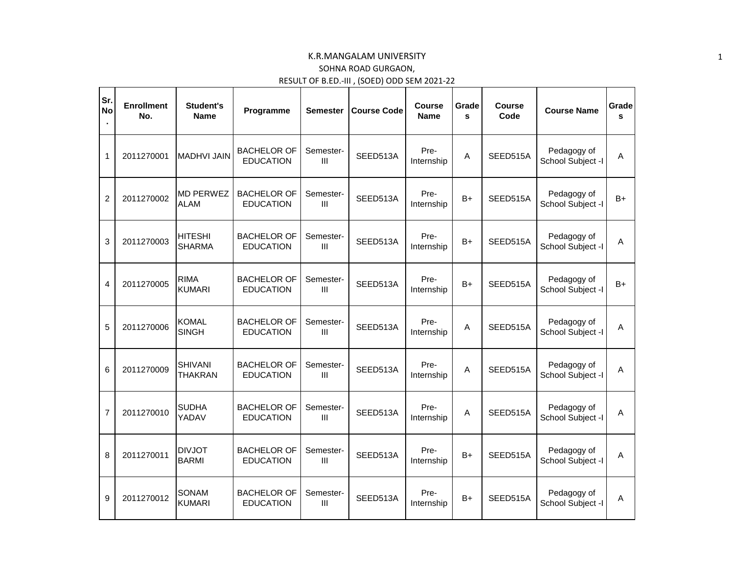# K.R.MANGALAM UNIVERSITY

SOHNA ROAD GURGAON,

RESULT OF B.ED.-III , (SOED) ODD SEM 2021-22

| Sr. No. | Enrollment No. | Student's Name | Programme | Semester | Course Code | Course Name | Grades | Course Code | Course Name | Grades |
|---|---|---|---|---|---|---|---|---|---|---|
| 1 | 2011270001 | MADHVI JAIN | BACHELOR OF EDUCATION | Semester-III | SEED513A | Pre-Internship | A | SEED515A | Pedagogy of School Subject -I | A |
| 2 | 2011270002 | MD PERWEZ ALAM | BACHELOR OF EDUCATION | Semester-III | SEED513A | Pre-Internship | B+ | SEED515A | Pedagogy of School Subject -I | B+ |
| 3 | 2011270003 | HITESHI SHARMA | BACHELOR OF EDUCATION | Semester-III | SEED513A | Pre-Internship | B+ | SEED515A | Pedagogy of School Subject -I | A |
| 4 | 2011270005 | RIMA KUMARI | BACHELOR OF EDUCATION | Semester-III | SEED513A | Pre-Internship | B+ | SEED515A | Pedagogy of School Subject -I | B+ |
| 5 | 2011270006 | KOMAL SINGH | BACHELOR OF EDUCATION | Semester-III | SEED513A | Pre-Internship | A | SEED515A | Pedagogy of School Subject -I | A |
| 6 | 2011270009 | SHIVANI THAKRAN | BACHELOR OF EDUCATION | Semester-III | SEED513A | Pre-Internship | A | SEED515A | Pedagogy of School Subject -I | A |
| 7 | 2011270010 | SUDHA YADAV | BACHELOR OF EDUCATION | Semester-III | SEED513A | Pre-Internship | A | SEED515A | Pedagogy of School Subject -I | A |
| 8 | 2011270011 | DIVJOT BARMI | BACHELOR OF EDUCATION | Semester-III | SEED513A | Pre-Internship | B+ | SEED515A | Pedagogy of School Subject -I | A |
| 9 | 2011270012 | SONAM KUMARI | BACHELOR OF EDUCATION | Semester-III | SEED513A | Pre-Internship | B+ | SEED515A | Pedagogy of School Subject -I | A |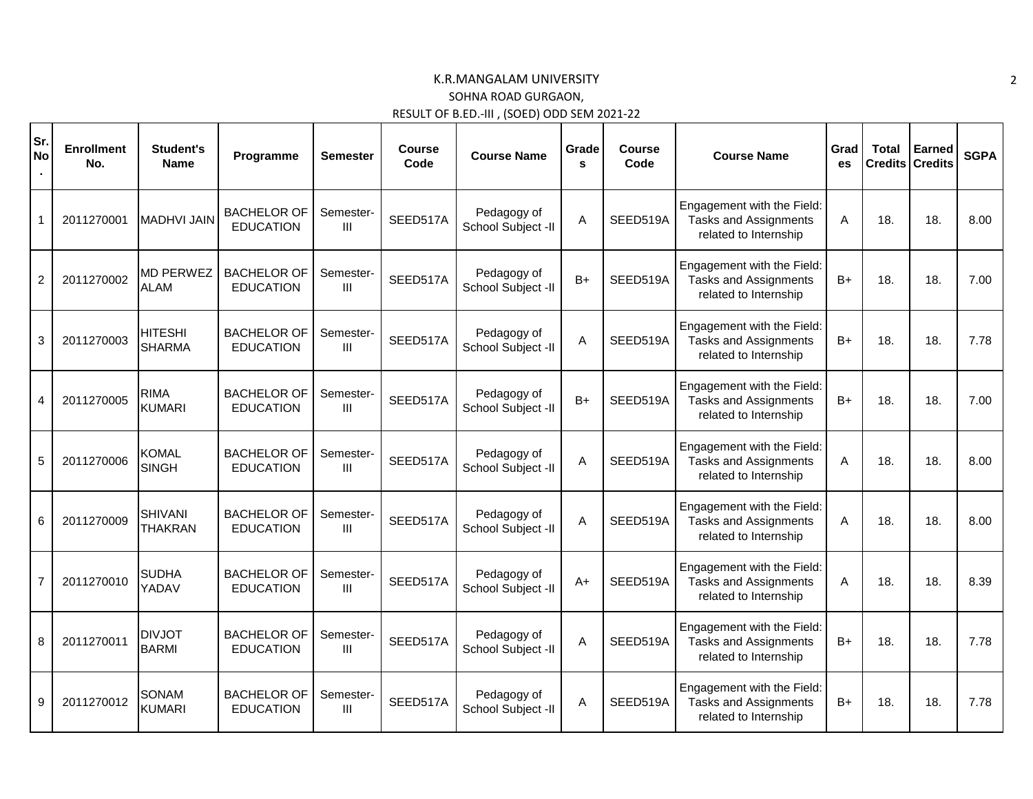K.R.MANGALAM UNIVERSITY

SOHNA ROAD GURGAON,

RESULT OF B.ED.-III , (SOED) ODD SEM 2021-22

| Sr. No. | Enrollment No. | Student's Name | Programme | Semester | Course Code | Course Name | Grades | Course Code | Course Name | Grades | Total Credits | Earned Credits | SGPA |
|---|---|---|---|---|---|---|---|---|---|---|---|---|---|
| 1 | 2011270001 | MADHVI JAIN | BACHELOR OF EDUCATION | Semester-III | SEED517A | Pedagogy of School Subject -II | A | SEED519A | Engagement with the Field: Tasks and Assignments related to Internship | A | 18. | 18. | 8.00 |
| 2 | 2011270002 | MD PERWEZ ALAM | BACHELOR OF EDUCATION | Semester-III | SEED517A | Pedagogy of School Subject -II | B+ | SEED519A | Engagement with the Field: Tasks and Assignments related to Internship | B+ | 18. | 18. | 7.00 |
| 3 | 2011270003 | HITESHI SHARMA | BACHELOR OF EDUCATION | Semester-III | SEED517A | Pedagogy of School Subject -II | A | SEED519A | Engagement with the Field: Tasks and Assignments related to Internship | B+ | 18. | 18. | 7.78 |
| 4 | 2011270005 | RIMA KUMARI | BACHELOR OF EDUCATION | Semester-III | SEED517A | Pedagogy of School Subject -II | B+ | SEED519A | Engagement with the Field: Tasks and Assignments related to Internship | B+ | 18. | 18. | 7.00 |
| 5 | 2011270006 | KOMAL SINGH | BACHELOR OF EDUCATION | Semester-III | SEED517A | Pedagogy of School Subject -II | A | SEED519A | Engagement with the Field: Tasks and Assignments related to Internship | A | 18. | 18. | 8.00 |
| 6 | 2011270009 | SHIVANI THAKRAN | BACHELOR OF EDUCATION | Semester-III | SEED517A | Pedagogy of School Subject -II | A | SEED519A | Engagement with the Field: Tasks and Assignments related to Internship | A | 18. | 18. | 8.00 |
| 7 | 2011270010 | SUDHA YADAV | BACHELOR OF EDUCATION | Semester-III | SEED517A | Pedagogy of School Subject -II | A+ | SEED519A | Engagement with the Field: Tasks and Assignments related to Internship | A | 18. | 18. | 8.39 |
| 8 | 2011270011 | DIVJOT BARMI | BACHELOR OF EDUCATION | Semester-III | SEED517A | Pedagogy of School Subject -II | A | SEED519A | Engagement with the Field: Tasks and Assignments related to Internship | B+ | 18. | 18. | 7.78 |
| 9 | 2011270012 | SONAM KUMARI | BACHELOR OF EDUCATION | Semester-III | SEED517A | Pedagogy of School Subject -II | A | SEED519A | Engagement with the Field: Tasks and Assignments related to Internship | B+ | 18. | 18. | 7.78 |